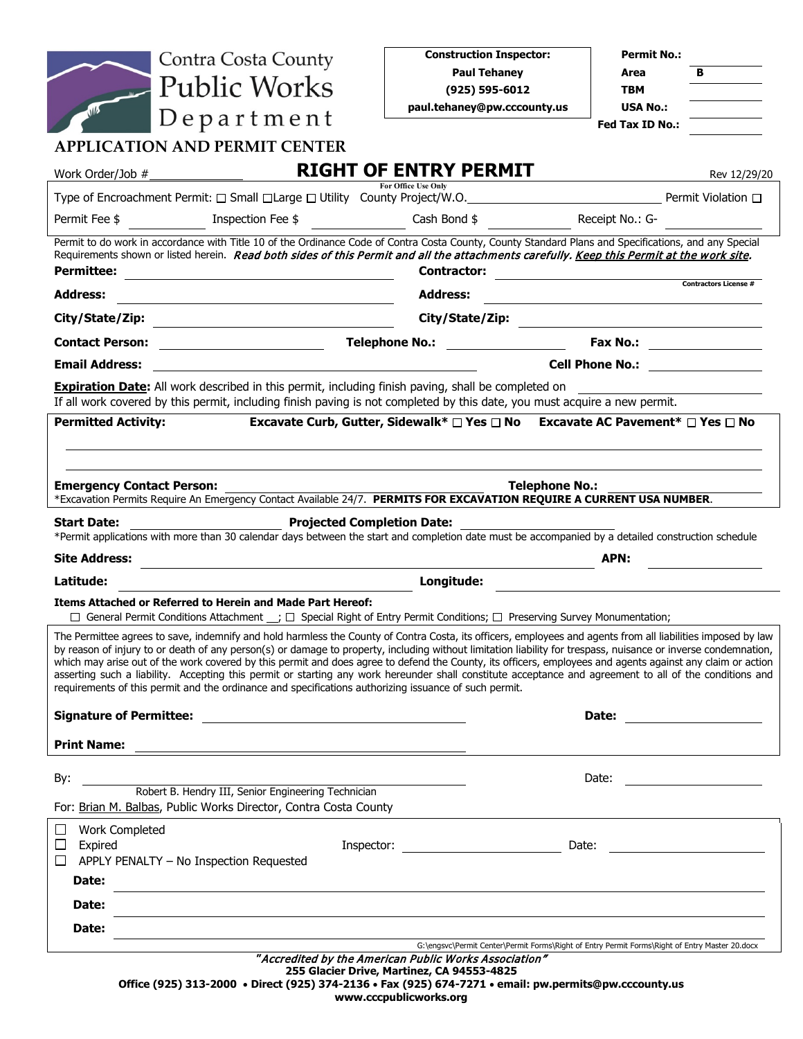Contra Costa County
Public Works
Department

**APPLICATION AND PERMIT CENTER**

| **Construction Inspector:** |
| --- |
| **Paul Tehaney** |
| **(925) 595-6012** |
| **paul.tehaney@pw.cccounty.us** |

| | |
| --- | --- |
| **Permit No.:** | |
| **Area** | **B** |
| **TBM** | |
| **USA No.:** | |
| **Fed Tax ID No.:** | |

Work Order/Job # \_\_\_\_\_\_\_\_\_\_

# RIGHT OF ENTRY PERMIT

Rev 12/29/20

For Office Use Only

Type of Encroachment Permit: ☐ Small ☐ Large ☐ Utility County Project/W.O. \_\_\_\_\_\_\_\_\_\_ Permit Violation ☐

Permit Fee $ \_\_\_\_\_\_ Inspection Fee $ \_\_\_\_\_\_ Cash Bond $ \_\_\_\_\_\_ Receipt No.: G- \_\_\_\_\_\_

Permit to do work in accordance with Title 10 of the Ordinance Code of Contra Costa County, County Standard Plans and Specifications, and any Special Requirements shown or listed herein. ***Read both sides of this Permit and all the attachments carefully. Keep this Permit at the work site.***

**Permittee:** \_\_\_\_\_\_\_\_\_\_ **Contractor:** \_\_\_\_\_\_\_\_\_\_ Contractors License #

**Address:** \_\_\_\_\_\_\_\_\_\_ **Address:** \_\_\_\_\_\_\_\_\_\_

**City/State/Zip:** \_\_\_\_\_\_\_\_\_\_ **City/State/Zip:** \_\_\_\_\_\_\_\_\_\_

**Contact Person:** \_\_\_\_\_\_\_\_\_\_ **Telephone No.:** \_\_\_\_\_\_\_\_\_\_ **Fax No.:** \_\_\_\_\_\_\_\_\_\_

**Email Address:** \_\_\_\_\_\_\_\_\_\_ **Cell Phone No.:** \_\_\_\_\_\_\_\_\_\_

**Expiration Date:** All work described in this permit, including finish paving, shall be completed on \_\_\_\_\_\_\_\_\_\_
If all work covered by this permit, including finish paving is not completed by this date, you must acquire a new permit.

**Permitted Activity:** **Excavate Curb, Gutter, Sidewalk\* ☐ Yes ☐ No** **Excavate AC Pavement\* ☐ Yes ☐ No**

\_\_\_\_\_\_\_\_\_\_

\_\_\_\_\_\_\_\_\_\_

**Emergency Contact Person:** \_\_\_\_\_\_\_\_\_\_ **Telephone No.:** \_\_\_\_\_\_\_\_\_\_
\*Excavation Permits Require An Emergency Contact Available 24/7. **PERMITS FOR EXCAVATION REQUIRE A CURRENT USA NUMBER**.

**Start Date:** \_\_\_\_\_\_\_\_\_\_ **Projected Completion Date:** \_\_\_\_\_\_\_\_\_\_
\*Permit applications with more than 30 calendar days between the start and completion date must be accompanied by a detailed construction schedule

**Site Address:** \_\_\_\_\_\_\_\_\_\_ **APN:** \_\_\_\_\_\_\_\_\_\_

**Latitude:** \_\_\_\_\_\_\_\_\_\_ **Longitude:** \_\_\_\_\_\_\_\_\_\_

**Items Attached or Referred to Herein and Made Part Hereof:**
☐ General Permit Conditions Attachment \_\_; ☐ Special Right of Entry Permit Conditions; ☐ Preserving Survey Monumentation;

The Permittee agrees to save, indemnify and hold harmless the County of Contra Costa, its officers, employees and agents from all liabilities imposed by law by reason of injury to or death of any person(s) or damage to property, including without limitation liability for trespass, nuisance or inverse condemnation, which may arise out of the work covered by this permit and does agree to defend the County, its officers, employees and agents against any claim or action asserting such a liability. Accepting this permit or starting any work hereunder shall constitute acceptance and agreement to all of the conditions and requirements of this permit and the ordinance and specifications authorizing issuance of such permit.

**Signature of Permittee:** \_\_\_\_\_\_\_\_\_\_ **Date:** \_\_\_\_\_\_\_\_\_\_

**Print Name:** \_\_\_\_\_\_\_\_\_\_

By: \_\_\_\_\_\_\_\_\_\_ Date: \_\_\_\_\_\_\_\_\_\_
Robert B. Hendry III, Senior Engineering Technician
For: Brian M. Balbas, Public Works Director, Contra Costa County

☐ Work Completed
☐ Expired Inspector: \_\_\_\_\_\_\_\_\_\_ Date: \_\_\_\_\_\_\_\_\_\_
☐ APPLY PENALTY – No Inspection Requested

**Date:** \_\_\_\_\_\_\_\_\_\_

**Date:** \_\_\_\_\_\_\_\_\_\_

**Date:** \_\_\_\_\_\_\_\_\_\_

G:\engsvc\Permit Center\Permit Forms\Right of Entry Permit Forms\Right of Entry Master 20.docx

***"Accredited by the American Public Works Association"***
**255 Glacier Drive, Martinez, CA 94553-4825**
**Office (925) 313-2000 • Direct (925) 374-2136 • Fax (925) 674-7271 • email: pw.permits@pw.cccounty.us**
**www.cccpublicworks.org**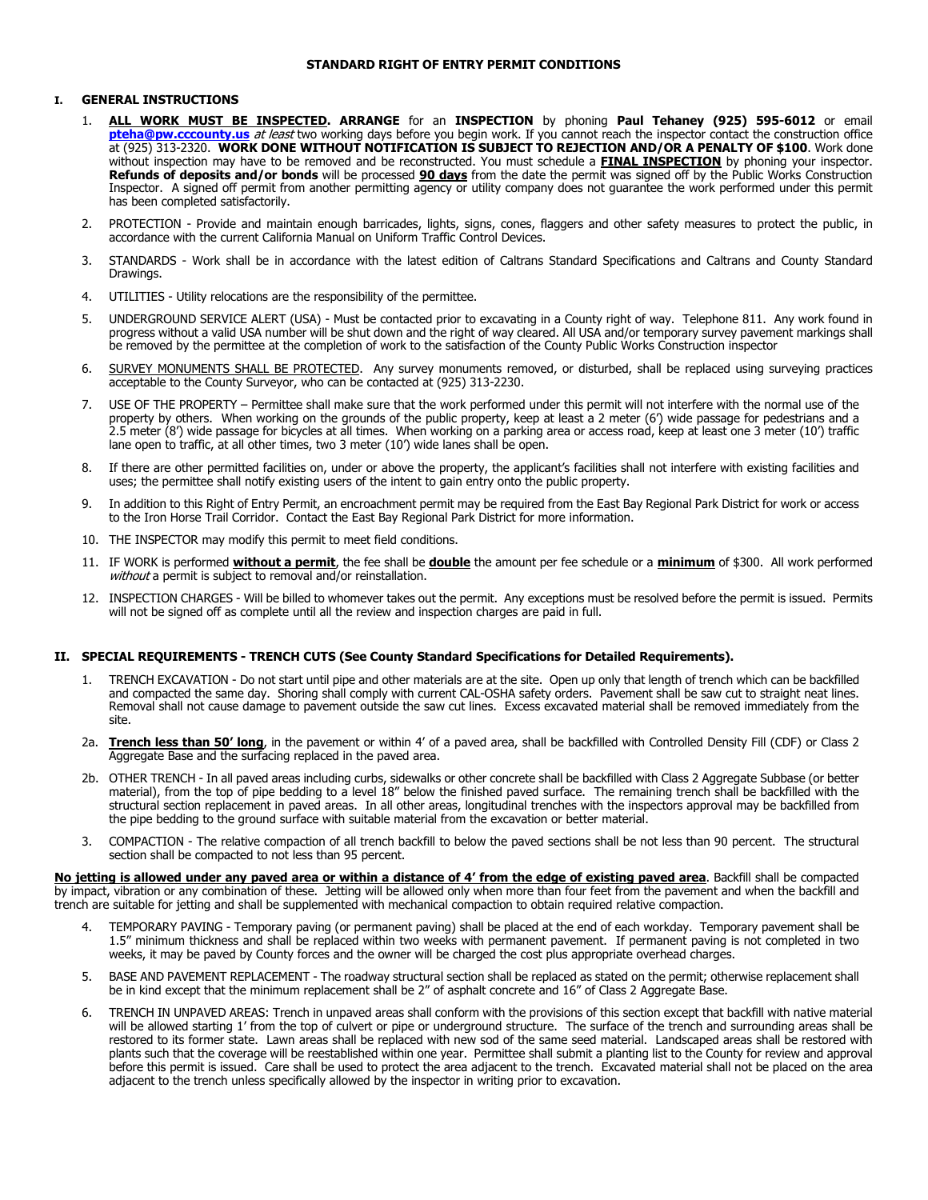**STANDARD RIGHT OF ENTRY PERMIT CONDITIONS**

## I. GENERAL INSTRUCTIONS

1. **ALL WORK MUST BE INSPECTED. ARRANGE** for an **INSPECTION** by phoning **Paul Tehaney (925) 595-6012** or email **pteha@pw.cccounty.us** *at least* two working days before you begin work. If you cannot reach the inspector contact the construction office at (925) 313-2320. **WORK DONE WITHOUT NOTIFICATION IS SUBJECT TO REJECTION AND/OR A PENALTY OF $100**. Work done without inspection may have to be removed and be reconstructed. You must schedule a **FINAL INSPECTION** by phoning your inspector. **Refunds of deposits and/or bonds** will be processed **90 days** from the date the permit was signed off by the Public Works Construction Inspector. A signed off permit from another permitting agency or utility company does not guarantee the work performed under this permit has been completed satisfactorily.

2. PROTECTION - Provide and maintain enough barricades, lights, signs, cones, flaggers and other safety measures to protect the public, in accordance with the current California Manual on Uniform Traffic Control Devices.

3. STANDARDS - Work shall be in accordance with the latest edition of Caltrans Standard Specifications and Caltrans and County Standard Drawings.

4. UTILITIES - Utility relocations are the responsibility of the permittee.

5. UNDERGROUND SERVICE ALERT (USA) - Must be contacted prior to excavating in a County right of way. Telephone 811. Any work found in progress without a valid USA number will be shut down and the right of way cleared. All USA and/or temporary survey pavement markings shall be removed by the permittee at the completion of work to the satisfaction of the County Public Works Construction inspector

6. SURVEY MONUMENTS SHALL BE PROTECTED. Any survey monuments removed, or disturbed, shall be replaced using surveying practices acceptable to the County Surveyor, who can be contacted at (925) 313-2230.

7. USE OF THE PROPERTY – Permittee shall make sure that the work performed under this permit will not interfere with the normal use of the property by others. When working on the grounds of the public property, keep at least a 2 meter (6') wide passage for pedestrians and a 2.5 meter (8') wide passage for bicycles at all times. When working on a parking area or access road, keep at least one 3 meter (10') traffic lane open to traffic, at all other times, two 3 meter (10') wide lanes shall be open.

8. If there are other permitted facilities on, under or above the property, the applicant's facilities shall not interfere with existing facilities and uses; the permittee shall notify existing users of the intent to gain entry onto the public property.

9. In addition to this Right of Entry Permit, an encroachment permit may be required from the East Bay Regional Park District for work or access to the Iron Horse Trail Corridor. Contact the East Bay Regional Park District for more information.

10. THE INSPECTOR may modify this permit to meet field conditions.

11. IF WORK is performed **without a permit**, the fee shall be **double** the amount per fee schedule or a **minimum** of $300. All work performed *without* a permit is subject to removal and/or reinstallation.

12. INSPECTION CHARGES - Will be billed to whomever takes out the permit. Any exceptions must be resolved before the permit is issued. Permits will not be signed off as complete until all the review and inspection charges are paid in full.

## II. SPECIAL REQUIREMENTS - TRENCH CUTS (See County Standard Specifications for Detailed Requirements).

1. TRENCH EXCAVATION - Do not start until pipe and other materials are at the site. Open up only that length of trench which can be backfilled and compacted the same day. Shoring shall comply with current CAL-OSHA safety orders. Pavement shall be saw cut to straight neat lines. Removal shall not cause damage to pavement outside the saw cut lines. Excess excavated material shall be removed immediately from the site.

2a. **Trench less than 50' long**, in the pavement or within 4' of a paved area, shall be backfilled with Controlled Density Fill (CDF) or Class 2 Aggregate Base and the surfacing replaced in the paved area.

2b. OTHER TRENCH - In all paved areas including curbs, sidewalks or other concrete shall be backfilled with Class 2 Aggregate Subbase (or better material), from the top of pipe bedding to a level 18" below the finished paved surface. The remaining trench shall be backfilled with the structural section replacement in paved areas. In all other areas, longitudinal trenches with the inspectors approval may be backfilled from the pipe bedding to the ground surface with suitable material from the excavation or better material.

3. COMPACTION - The relative compaction of all trench backfill to below the paved sections shall be not less than 90 percent. The structural section shall be compacted to not less than 95 percent.

**No jetting is allowed under any paved area or within a distance of 4' from the edge of existing paved area**. Backfill shall be compacted by impact, vibration or any combination of these. Jetting will be allowed only when more than four feet from the pavement and when the backfill and trench are suitable for jetting and shall be supplemented with mechanical compaction to obtain required relative compaction.

4. TEMPORARY PAVING - Temporary paving (or permanent paving) shall be placed at the end of each workday. Temporary pavement shall be 1.5" minimum thickness and shall be replaced within two weeks with permanent pavement. If permanent paving is not completed in two weeks, it may be paved by County forces and the owner will be charged the cost plus appropriate overhead charges.

5. BASE AND PAVEMENT REPLACEMENT - The roadway structural section shall be replaced as stated on the permit; otherwise replacement shall be in kind except that the minimum replacement shall be 2" of asphalt concrete and 16" of Class 2 Aggregate Base.

6. TRENCH IN UNPAVED AREAS: Trench in unpaved areas shall conform with the provisions of this section except that backfill with native material will be allowed starting 1' from the top of culvert or pipe or underground structure. The surface of the trench and surrounding areas shall be restored to its former state. Lawn areas shall be replaced with new sod of the same seed material. Landscaped areas shall be restored with plants such that the coverage will be reestablished within one year. Permittee shall submit a planting list to the County for review and approval before this permit is issued. Care shall be used to protect the area adjacent to the trench. Excavated material shall not be placed on the area adjacent to the trench unless specifically allowed by the inspector in writing prior to excavation.